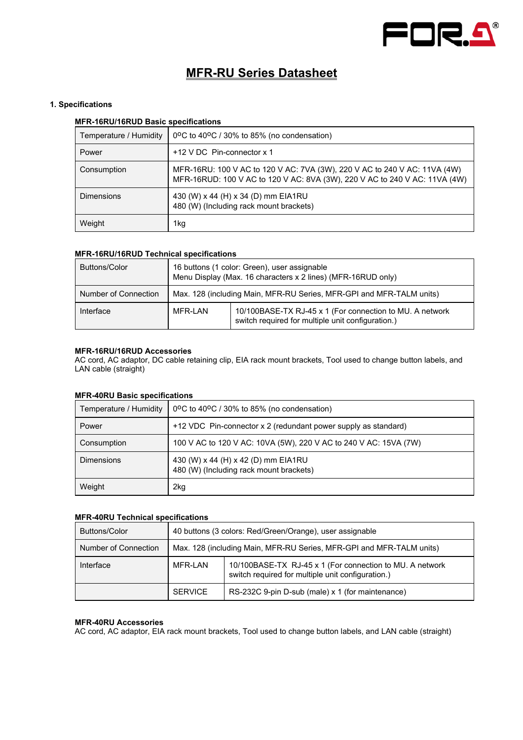# MFR-RU Series Datasheet

## 1. Specifications

**MFR-16RU/16RUD Basic specifications**

| | |
|---|---|
| Temperature / Humidity | 0ºC to 40ºC / 30% to 85% (no condensation) |
| Power | +12 V DC Pin-connector x 1 |
| Consumption | MFR-16RU: 100 V AC to 120 V AC: 7VA (3W), 220 V AC to 240 V AC: 11VA (4W)<br>MFR-16RUD: 100 V AC to 120 V AC: 8VA (3W), 220 V AC to 240 V AC: 11VA (4W) |
| Dimensions | 430 (W) x 44 (H) x 34 (D) mm EIA1RU<br>480 (W) (Including rack mount brackets) |
| Weight | 1kg |

**MFR-16RU/16RUD Technical specifications**

| | | |
|---|---|---|
| Buttons/Color | 16 buttons (1 color: Green), user assignable<br>Menu Display (Max. 16 characters x 2 lines) (MFR-16RUD only) | |
| Number of Connection | Max. 128 (including Main, MFR-RU Series, MFR-GPI and MFR-TALM units) | |
| Interface | MFR-LAN | 10/100BASE-TX RJ-45 x 1 (For connection to MU. A network switch required for multiple unit configuration.) |

**MFR-16RU/16RUD Accessories**
AC cord, AC adaptor, DC cable retaining clip, EIA rack mount brackets, Tool used to change button labels, and LAN cable (straight)

**MFR-40RU Basic specifications**

| | |
|---|---|
| Temperature / Humidity | 0ºC to 40ºC / 30% to 85% (no condensation) |
| Power | +12 VDC Pin-connector x 2 (redundant power supply as standard) |
| Consumption | 100 V AC to 120 V AC: 10VA (5W), 220 V AC to 240 V AC: 15VA (7W) |
| Dimensions | 430 (W) x 44 (H) x 42 (D) mm EIA1RU<br>480 (W) (Including rack mount brackets) |
| Weight | 2kg |

**MFR-40RU Technical specifications**

| | | |
|---|---|---|
| Buttons/Color | 40 buttons (3 colors: Red/Green/Orange), user assignable | |
| Number of Connection | Max. 128 (including Main, MFR-RU Series, MFR-GPI and MFR-TALM units) | |
| Interface | MFR-LAN | 10/100BASE-TX RJ-45 x 1 (For connection to MU. A network switch required for multiple unit configuration.) |
| | SERVICE | RS-232C 9-pin D-sub (male) x 1 (for maintenance) |

**MFR-40RU Accessories**
AC cord, AC adaptor, EIA rack mount brackets, Tool used to change button labels, and LAN cable (straight)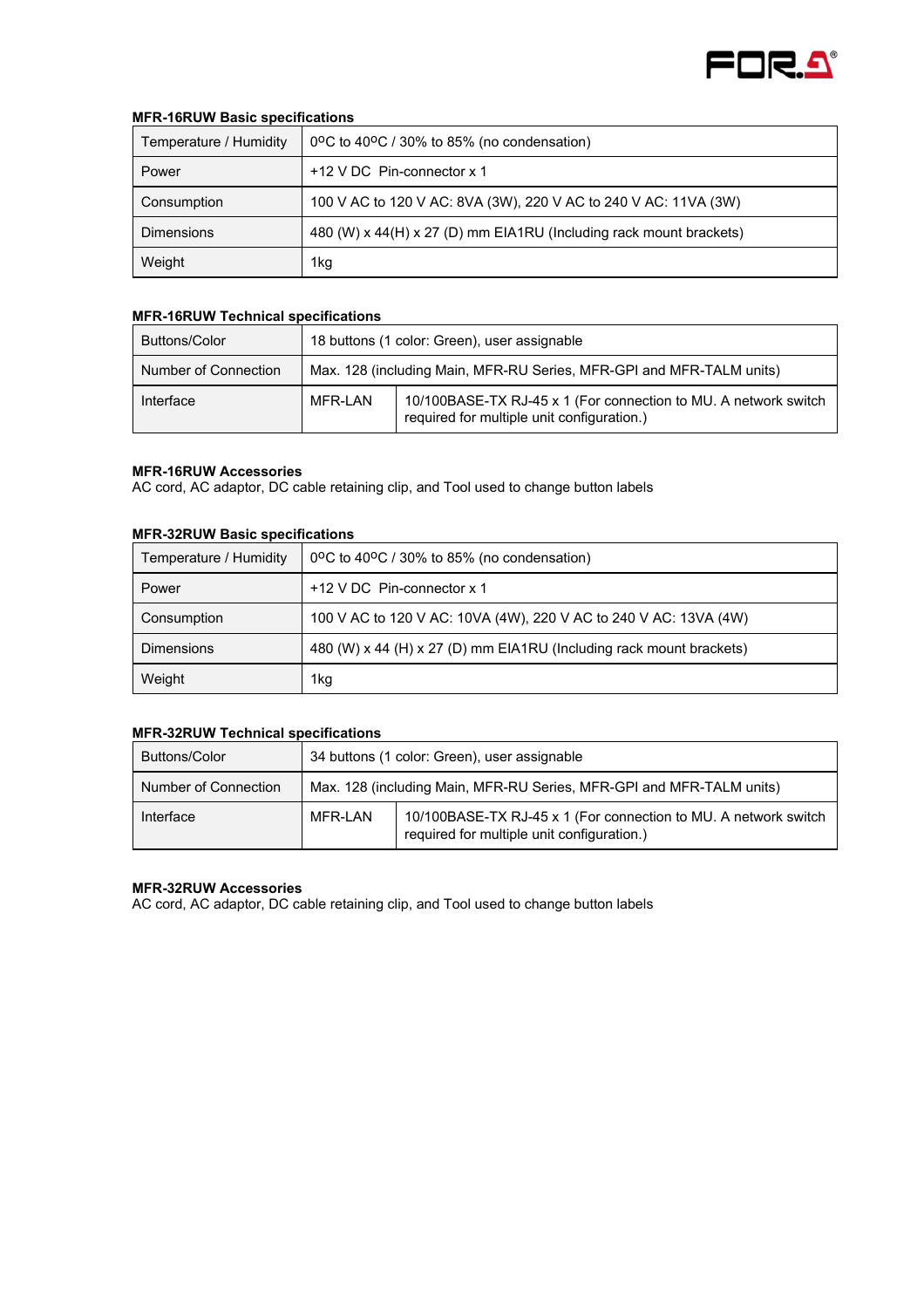**MFR-16RUW Basic specifications**

| | |
|---|---|
| Temperature / Humidity | 0ºC to 40ºC / 30% to 85% (no condensation) |
| Power | +12 V DC  Pin-connector x 1 |
| Consumption | 100 V AC to 120 V AC: 8VA (3W), 220 V AC to 240 V AC: 11VA (3W) |
| Dimensions | 480 (W) x 44(H) x 27 (D) mm EIA1RU (Including rack mount brackets) |
| Weight | 1kg |

**MFR-16RUW Technical specifications**

| | | |
|---|---|---|
| Buttons/Color | 18 buttons (1 color: Green), user assignable | |
| Number of Connection | Max. 128 (including Main, MFR-RU Series, MFR-GPI and MFR-TALM units) | |
| Interface | MFR-LAN | 10/100BASE-TX RJ-45 x 1 (For connection to MU. A network switch required for multiple unit configuration.) |

**MFR-16RUW Accessories**
AC cord, AC adaptor, DC cable retaining clip, and Tool used to change button labels

**MFR-32RUW Basic specifications**

| | |
|---|---|
| Temperature / Humidity | 0ºC to 40ºC / 30% to 85% (no condensation) |
| Power | +12 V DC  Pin-connector x 1 |
| Consumption | 100 V AC to 120 V AC: 10VA (4W), 220 V AC to 240 V AC: 13VA (4W) |
| Dimensions | 480 (W) x 44 (H) x 27 (D) mm EIA1RU (Including rack mount brackets) |
| Weight | 1kg |

**MFR-32RUW Technical specifications**

| | | |
|---|---|---|
| Buttons/Color | 34 buttons (1 color: Green), user assignable | |
| Number of Connection | Max. 128 (including Main, MFR-RU Series, MFR-GPI and MFR-TALM units) | |
| Interface | MFR-LAN | 10/100BASE-TX RJ-45 x 1 (For connection to MU. A network switch required for multiple unit configuration.) |

**MFR-32RUW Accessories**
AC cord, AC adaptor, DC cable retaining clip, and Tool used to change button labels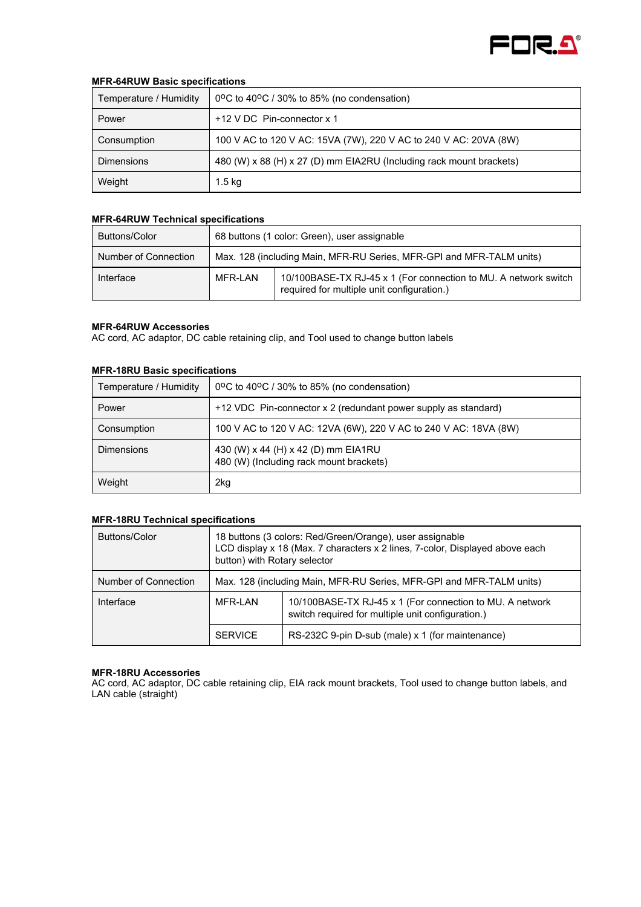**MFR-64RUW Basic specifications**

| | |
|---|---|
| Temperature / Humidity | 0ºC to 40ºC / 30% to 85% (no condensation) |
| Power | +12 V DC Pin-connector x 1 |
| Consumption | 100 V AC to 120 V AC: 15VA (7W), 220 V AC to 240 V AC: 20VA (8W) |
| Dimensions | 480 (W) x 88 (H) x 27 (D) mm EIA2RU (Including rack mount brackets) |
| Weight | 1.5 kg |

**MFR-64RUW Technical specifications**

| | | |
|---|---|---|
| Buttons/Color | 68 buttons (1 color: Green), user assignable | |
| Number of Connection | Max. 128 (including Main, MFR-RU Series, MFR-GPI and MFR-TALM units) | |
| Interface | MFR-LAN | 10/100BASE-TX RJ-45 x 1 (For connection to MU. A network switch required for multiple unit configuration.) |

**MFR-64RUW Accessories**
AC cord, AC adaptor, DC cable retaining clip, and Tool used to change button labels

**MFR-18RU Basic specifications**

| | |
|---|---|
| Temperature / Humidity | 0ºC to 40ºC / 30% to 85% (no condensation) |
| Power | +12 VDC Pin-connector x 2 (redundant power supply as standard) |
| Consumption | 100 V AC to 120 V AC: 12VA (6W), 220 V AC to 240 V AC: 18VA (8W) |
| Dimensions | 430 (W) x 44 (H) x 42 (D) mm EIA1RU<br>480 (W) (Including rack mount brackets) |
| Weight | 2kg |

**MFR-18RU Technical specifications**

| | | |
|---|---|---|
| Buttons/Color | 18 buttons (3 colors: Red/Green/Orange), user assignable<br>LCD display x 18 (Max. 7 characters x 2 lines, 7-color, Displayed above each button) with Rotary selector | |
| Number of Connection | Max. 128 (including Main, MFR-RU Series, MFR-GPI and MFR-TALM units) | |
| Interface | MFR-LAN | 10/100BASE-TX RJ-45 x 1 (For connection to MU. A network switch required for multiple unit configuration.) |
| | SERVICE | RS-232C 9-pin D-sub (male) x 1 (for maintenance) |

**MFR-18RU Accessories**
AC cord, AC adaptor, DC cable retaining clip, EIA rack mount brackets, Tool used to change button labels, and LAN cable (straight)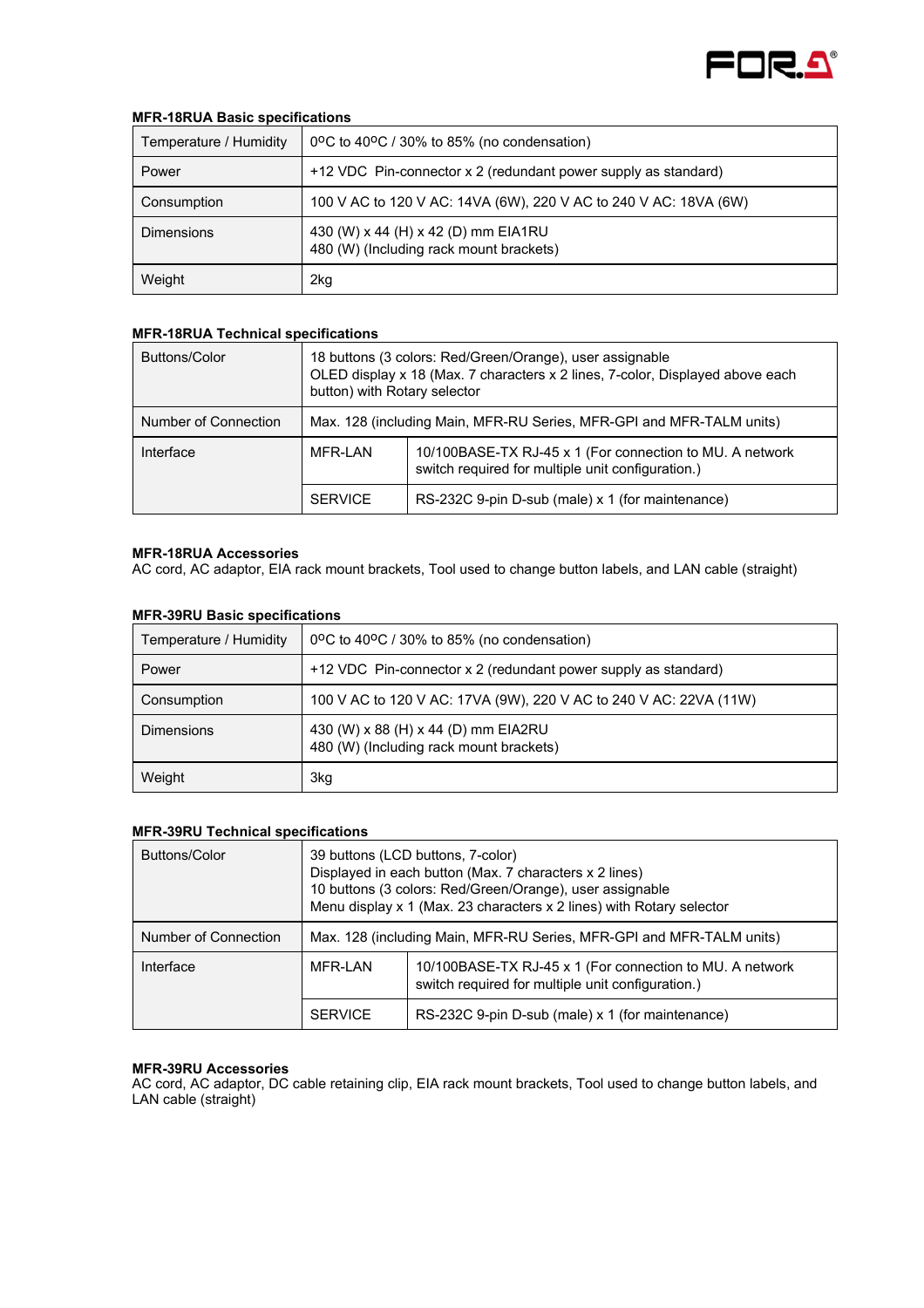**MFR-18RUA Basic specifications**

| Temperature / Humidity | 0ºC to 40ºC / 30% to 85% (no condensation) |
|---|---|
| Power | +12 VDC Pin-connector x 2 (redundant power supply as standard) |
| Consumption | 100 V AC to 120 V AC: 14VA (6W), 220 V AC to 240 V AC: 18VA (6W) |
| Dimensions | 430 (W) x 44 (H) x 42 (D) mm EIA1RU<br>480 (W) (Including rack mount brackets) |
| Weight | 2kg |

**MFR-18RUA Technical specifications**

| Buttons/Color | 18 buttons (3 colors: Red/Green/Orange), user assignable<br>OLED display x 18 (Max. 7 characters x 2 lines, 7-color, Displayed above each button) with Rotary selector | |
|---|---|---|
| Number of Connection | Max. 128 (including Main, MFR-RU Series, MFR-GPI and MFR-TALM units) | |
| Interface | MFR-LAN | 10/100BASE-TX RJ-45 x 1 (For connection to MU. A network switch required for multiple unit configuration.) |
| | SERVICE | RS-232C 9-pin D-sub (male) x 1 (for maintenance) |

**MFR-18RUA Accessories**
AC cord, AC adaptor, EIA rack mount brackets, Tool used to change button labels, and LAN cable (straight)

**MFR-39RU Basic specifications**

| Temperature / Humidity | 0ºC to 40ºC / 30% to 85% (no condensation) |
|---|---|
| Power | +12 VDC Pin-connector x 2 (redundant power supply as standard) |
| Consumption | 100 V AC to 120 V AC: 17VA (9W), 220 V AC to 240 V AC: 22VA (11W) |
| Dimensions | 430 (W) x 88 (H) x 44 (D) mm EIA2RU<br>480 (W) (Including rack mount brackets) |
| Weight | 3kg |

**MFR-39RU Technical specifications**

| Buttons/Color | 39 buttons (LCD buttons, 7-color)<br>Displayed in each button (Max. 7 characters x 2 lines)<br>10 buttons (3 colors: Red/Green/Orange), user assignable<br>Menu display x 1 (Max. 23 characters x 2 lines) with Rotary selector | |
|---|---|---|
| Number of Connection | Max. 128 (including Main, MFR-RU Series, MFR-GPI and MFR-TALM units) | |
| Interface | MFR-LAN | 10/100BASE-TX RJ-45 x 1 (For connection to MU. A network switch required for multiple unit configuration.) |
| | SERVICE | RS-232C 9-pin D-sub (male) x 1 (for maintenance) |

**MFR-39RU Accessories**
AC cord, AC adaptor, DC cable retaining clip, EIA rack mount brackets, Tool used to change button labels, and LAN cable (straight)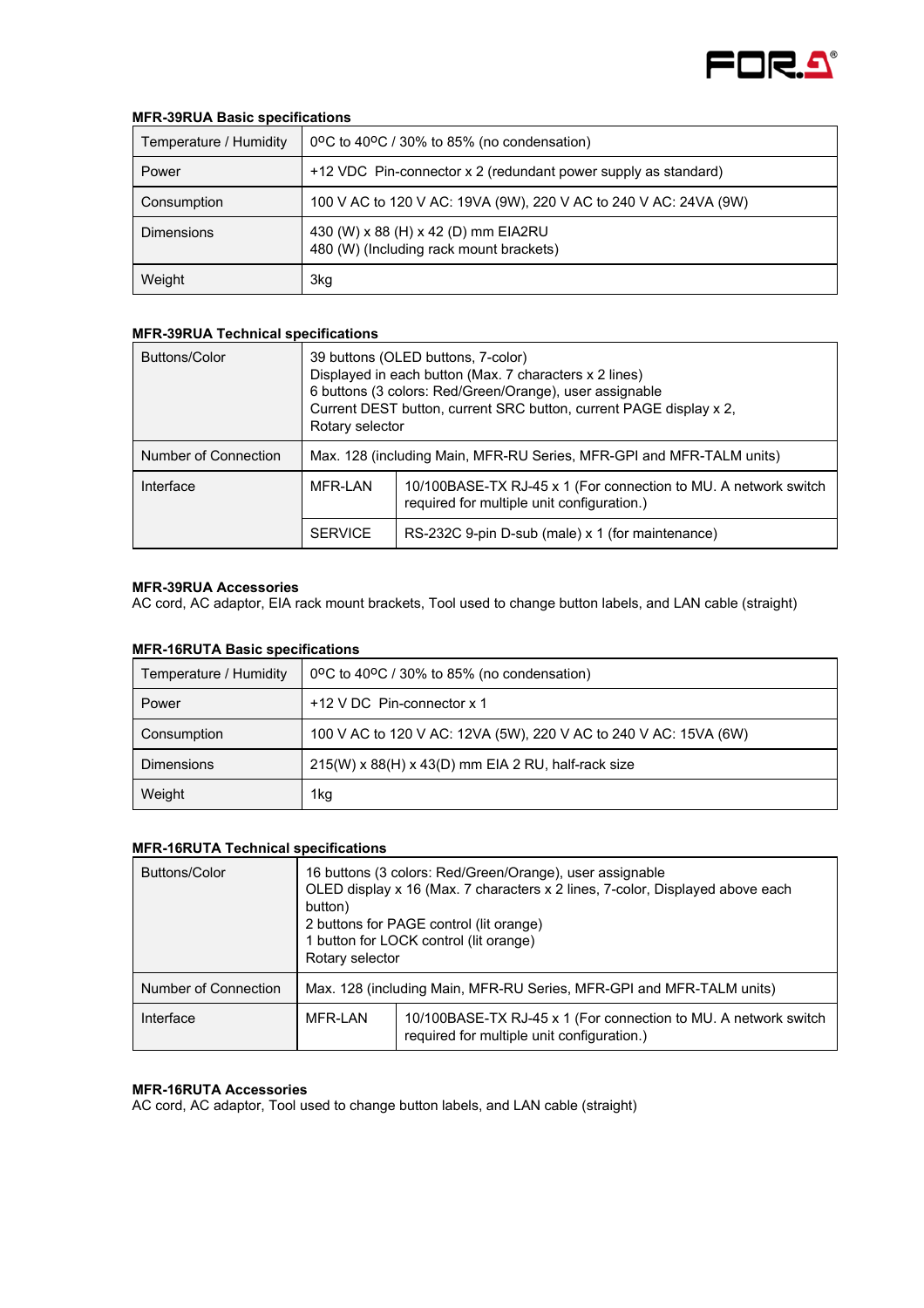**MFR-39RUA Basic specifications**

| | |
|---|---|
| Temperature / Humidity | 0ºC to 40ºC / 30% to 85% (no condensation) |
| Power | +12 VDC Pin-connector x 2 (redundant power supply as standard) |
| Consumption | 100 V AC to 120 V AC: 19VA (9W), 220 V AC to 240 V AC: 24VA (9W) |
| Dimensions | 430 (W) x 88 (H) x 42 (D) mm EIA2RU<br>480 (W) (Including rack mount brackets) |
| Weight | 3kg |

**MFR-39RUA Technical specifications**

| | | |
|---|---|---|
| Buttons/Color | 39 buttons (OLED buttons, 7-color)<br>Displayed in each button (Max. 7 characters x 2 lines)<br>6 buttons (3 colors: Red/Green/Orange), user assignable<br>Current DEST button, current SRC button, current PAGE display x 2,<br>Rotary selector | |
| Number of Connection | Max. 128 (including Main, MFR-RU Series, MFR-GPI and MFR-TALM units) | |
| Interface | MFR-LAN | 10/100BASE-TX RJ-45 x 1 (For connection to MU. A network switch required for multiple unit configuration.) |
| | SERVICE | RS-232C 9-pin D-sub (male) x 1 (for maintenance) |

**MFR-39RUA Accessories**

AC cord, AC adaptor, EIA rack mount brackets, Tool used to change button labels, and LAN cable (straight)

**MFR-16RUTA Basic specifications**

| | |
|---|---|
| Temperature / Humidity | 0ºC to 40ºC / 30% to 85% (no condensation) |
| Power | +12 V DC Pin-connector x 1 |
| Consumption | 100 V AC to 120 V AC: 12VA (5W), 220 V AC to 240 V AC: 15VA (6W) |
| Dimensions | 215(W) x 88(H) x 43(D) mm EIA 2 RU, half-rack size |
| Weight | 1kg |

**MFR-16RUTA Technical specifications**

| | | |
|---|---|---|
| Buttons/Color | 16 buttons (3 colors: Red/Green/Orange), user assignable<br>OLED display x 16 (Max. 7 characters x 2 lines, 7-color, Displayed above each button)<br>2 buttons for PAGE control (lit orange)<br>1 button for LOCK control (lit orange)<br>Rotary selector | |
| Number of Connection | Max. 128 (including Main, MFR-RU Series, MFR-GPI and MFR-TALM units) | |
| Interface | MFR-LAN | 10/100BASE-TX RJ-45 x 1 (For connection to MU. A network switch required for multiple unit configuration.) |

**MFR-16RUTA Accessories**

AC cord, AC adaptor, Tool used to change button labels, and LAN cable (straight)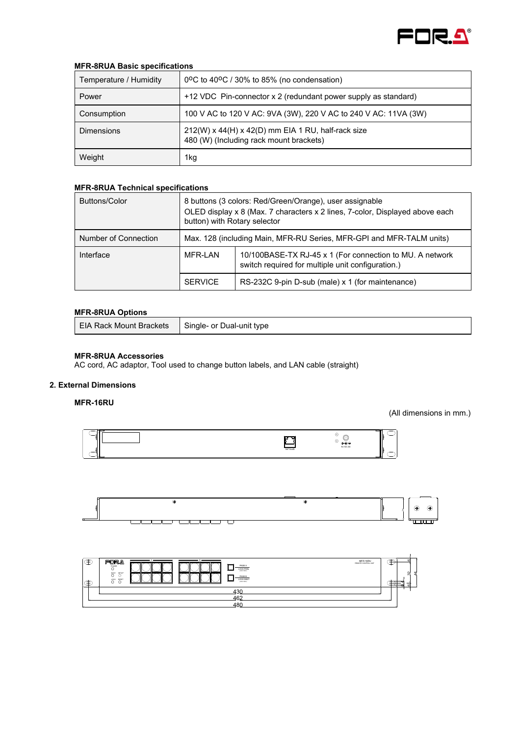**MFR-8RUA Basic specifications**

| | |
|---|---|
| Temperature / Humidity | 0ºC to 40ºC / 30% to 85% (no condensation) |
| Power | +12 VDC Pin-connector x 2 (redundant power supply as standard) |
| Consumption | 100 V AC to 120 V AC: 9VA (3W), 220 V AC to 240 V AC: 11VA (3W) |
| Dimensions | 212(W) x 44(H) x 42(D) mm EIA 1 RU, half-rack size<br>480 (W) (Including rack mount brackets) |
| Weight | 1kg |

**MFR-8RUA Technical specifications**

| | | |
|---|---|---|
| Buttons/Color | 8 buttons (3 colors: Red/Green/Orange), user assignable<br>OLED display x 8 (Max. 7 characters x 2 lines, 7-color, Displayed above each button) with Rotary selector | |
| Number of Connection | Max. 128 (including Main, MFR-RU Series, MFR-GPI and MFR-TALM units) | |
| Interface | MFR-LAN | 10/100BASE-TX RJ-45 x 1 (For connection to MU. A network switch required for multiple unit configuration.) |
| | SERVICE | RS-232C 9-pin D-sub (male) x 1 (for maintenance) |

**MFR-8RUA Options**

| | |
|---|---|
| EIA Rack Mount Brackets | Single- or Dual-unit type |

**MFR-8RUA Accessories**

AC cord, AC adaptor, Tool used to change button labels, and LAN cable (straight)

## 2. External Dimensions

**MFR-16RU**

(All dimensions in mm.)

430
462
480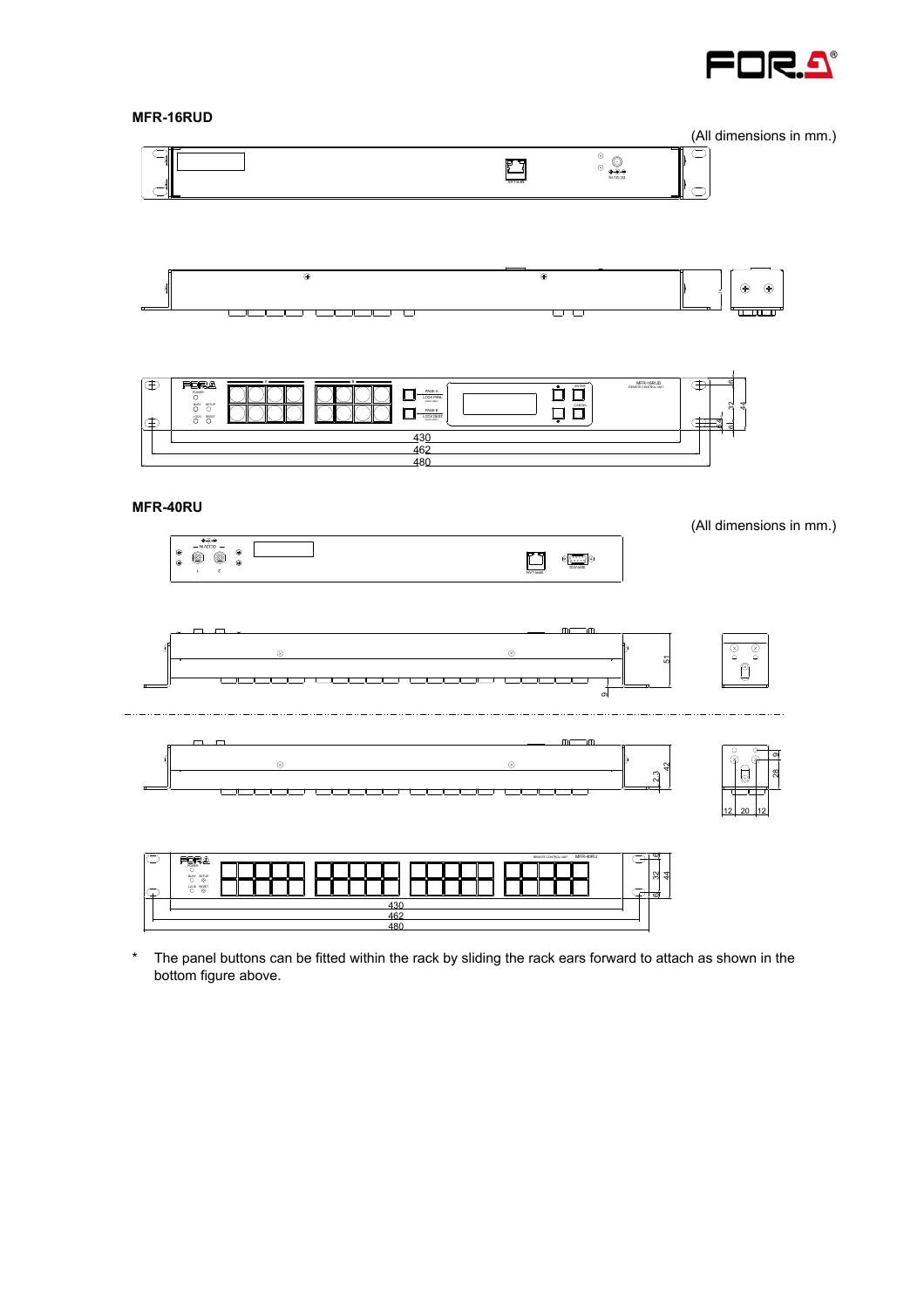**MFR-16RUD**

(All dimensions in mm.)

430
462
480

6
32
44
6

**MFR-40RU**

(All dimensions in mm.)

51
9

42
2.3

9
28
12 20 12

430
462
480

6
32
44
6

\* The panel buttons can be fitted within the rack by sliding the rack ears forward to attach as shown in the bottom figure above.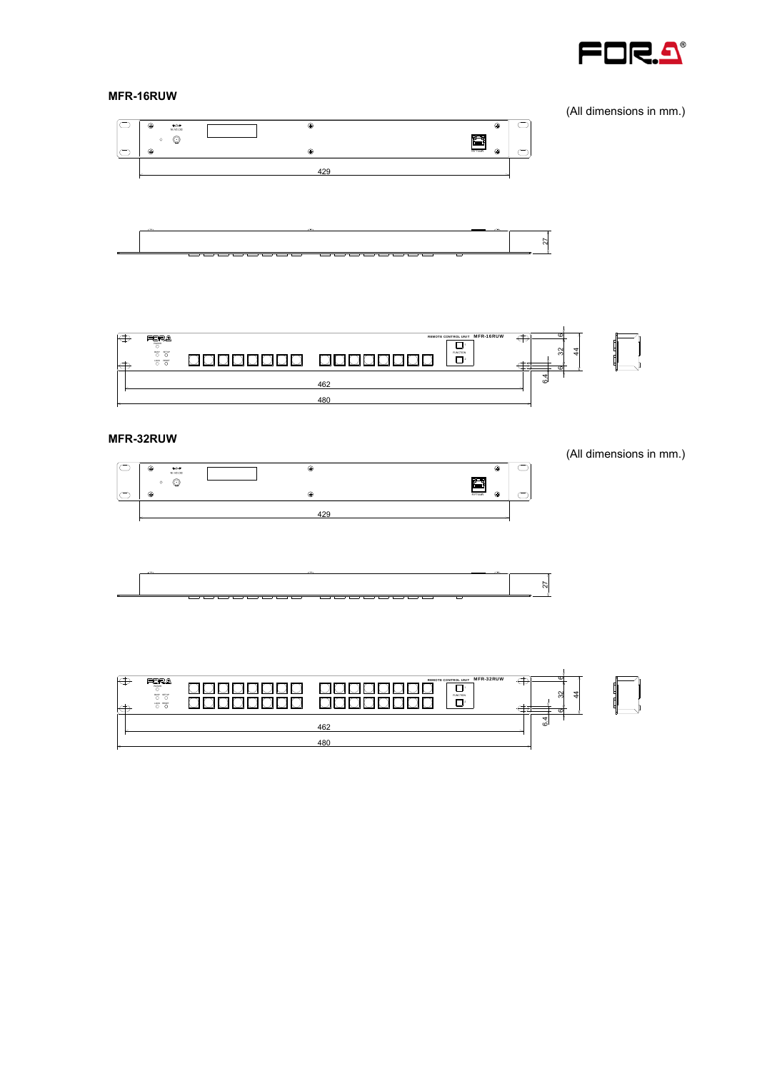## MFR-16RUW

(All dimensions in mm.)

429

27

REMOTE CONTROL UNIT MFR-16RUW

FUNCTION

6

32

44

6

6.4

462

480

## MFR-32RUW

(All dimensions in mm.)

429

27

REMOTE CONTROL UNIT MFR-32RUW

FUNCTION

6

32

44

6

6.4

462

480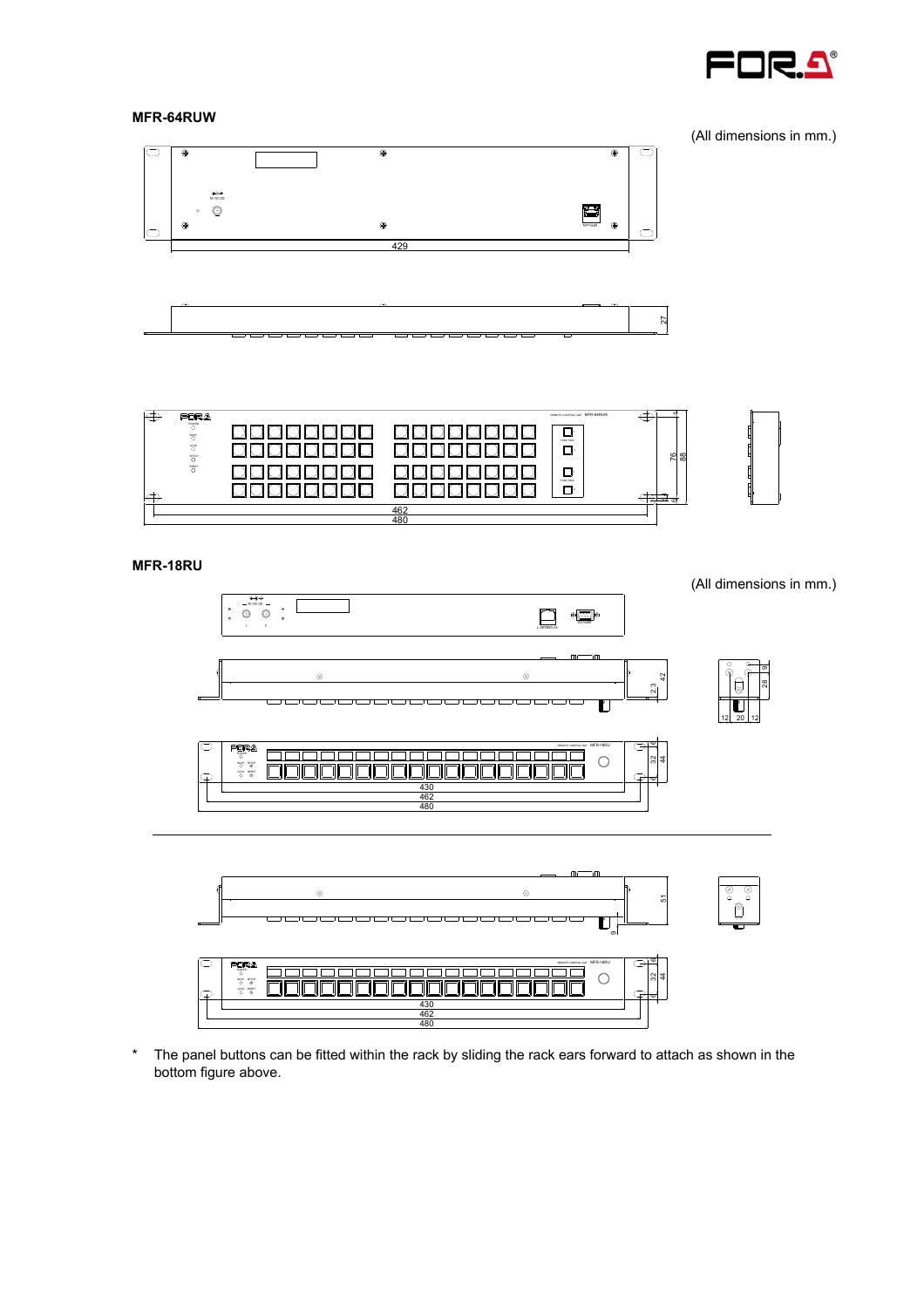### MFR-64RUW

(All dimensions in mm.)

### MFR-18RU

(All dimensions in mm.)

* The panel buttons can be fitted within the rack by sliding the rack ears forward to attach as shown in the bottom figure above.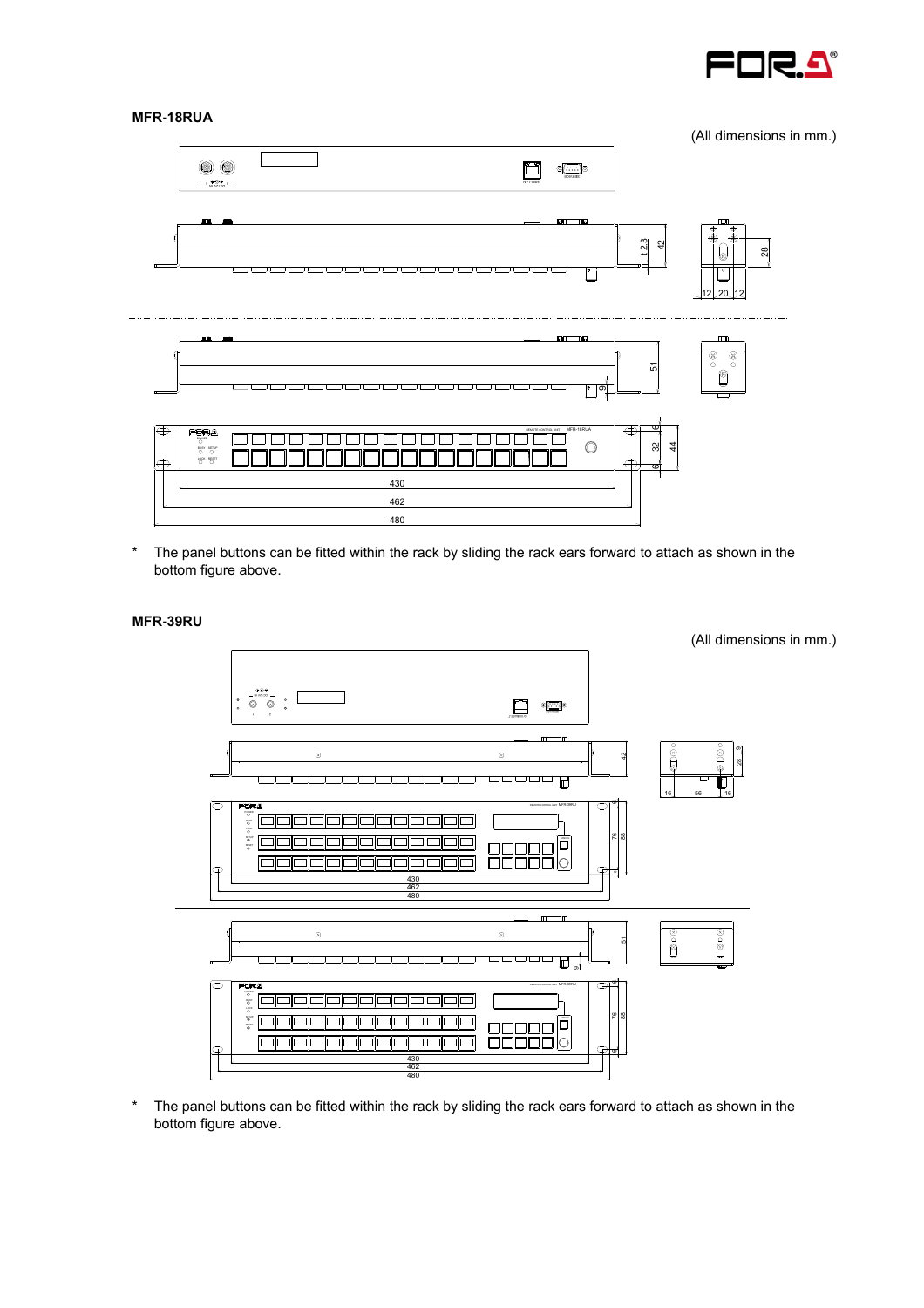**MFR-18RUA**

(All dimensions in mm.)

\* The panel buttons can be fitted within the rack by sliding the rack ears forward to attach as shown in the bottom figure above.

**MFR-39RU**

(All dimensions in mm.)

\* The panel buttons can be fitted within the rack by sliding the rack ears forward to attach as shown in the bottom figure above.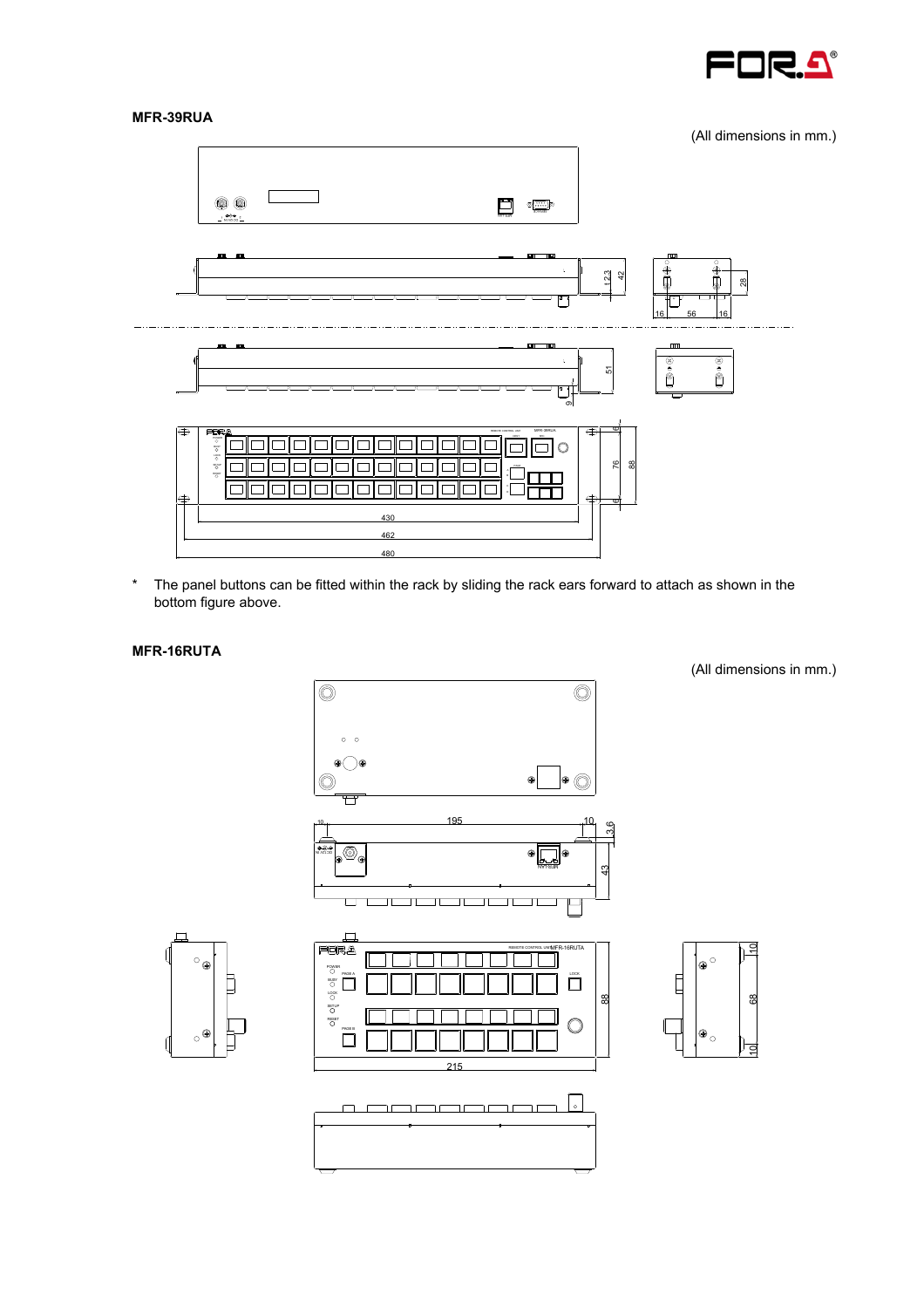**MFR-39RUA**

(All dimensions in mm.)

\* The panel buttons can be fitted within the rack by sliding the rack ears forward to attach as shown in the bottom figure above.

**MFR-16RUTA**

(All dimensions in mm.)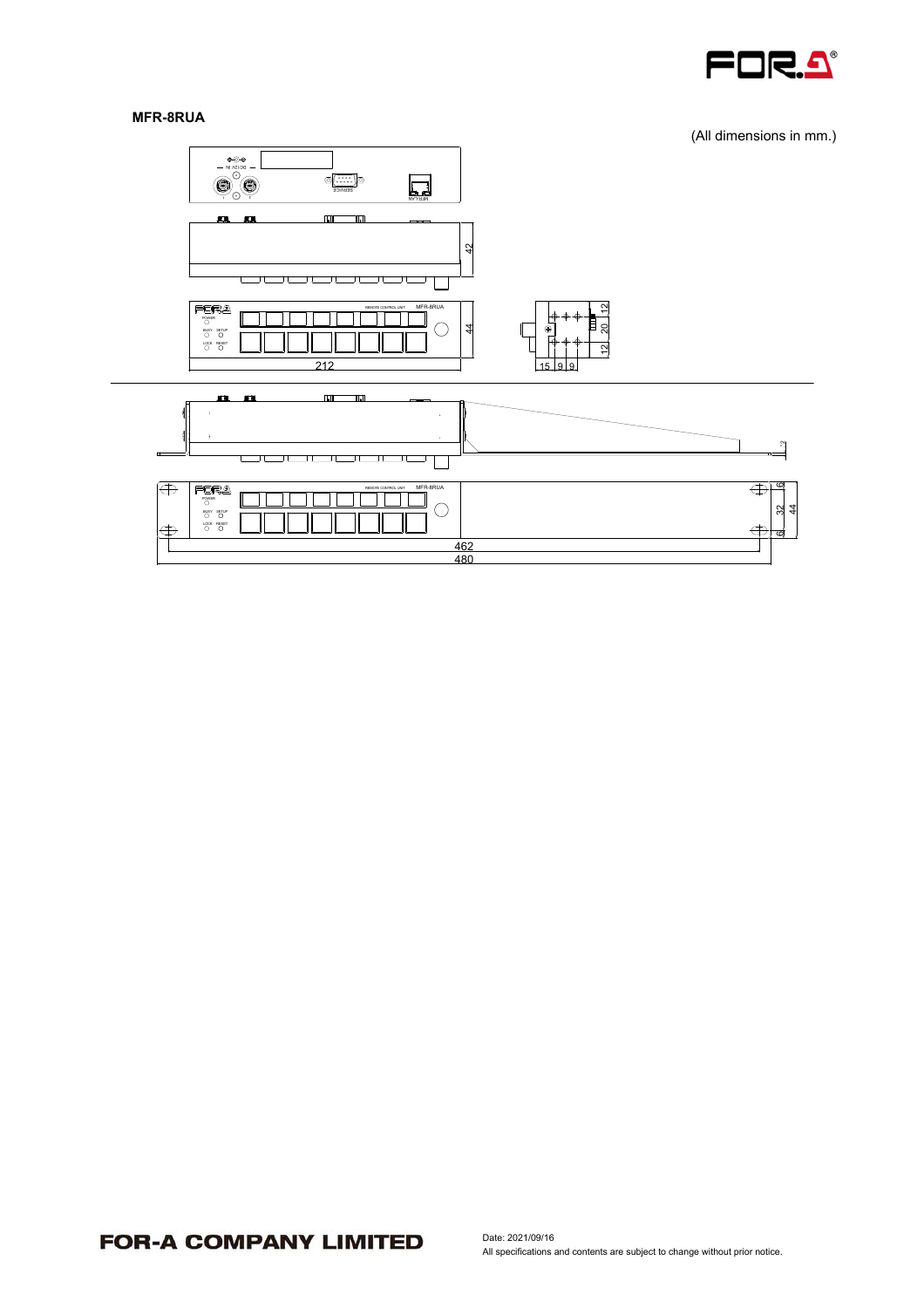**MFR-8RUA**

(All dimensions in mm.)

DC12V IN

SERVICE

MFR-LAN

42

POWER

BUSY SETUP

LOCK RESET

REMOTE CONTROL UNIT MFR-8RUA

44

212

12

20

12

15 9 9

2

POWER

BUSY SETUP

LOCK RESET

REMOTE CONTROL UNIT MFR-8RUA

6

32

44

6

462

480

FOR-A COMPANY LIMITED

Date: 2021/09/16

All specifications and contents are subject to change without prior notice.